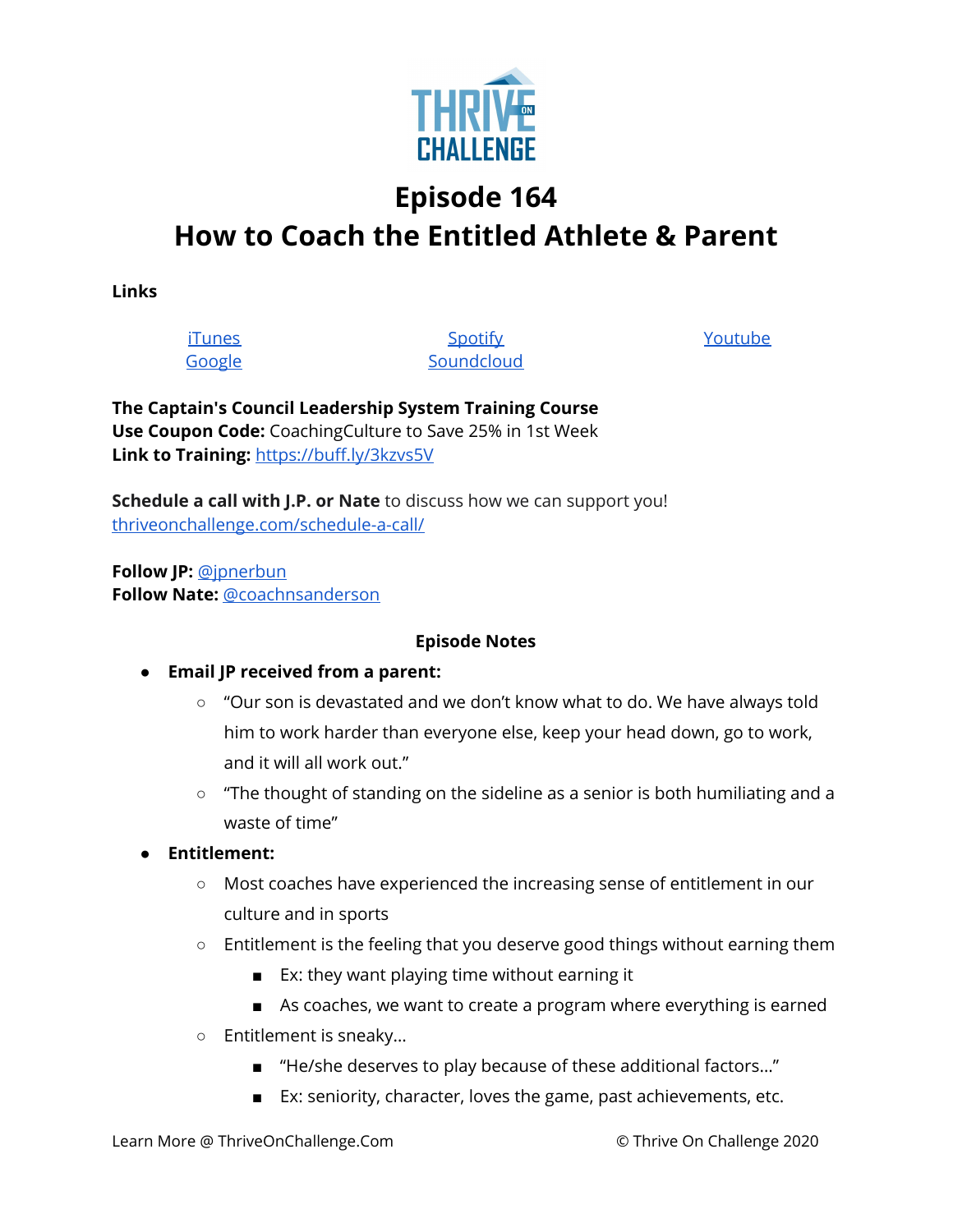# Episode 164
# How to Coach the Entitled Athlete & Parent

**Links**

[iTunes](#) [Spotify](#) [Youtube](#)
[Google](#) [Soundcloud](#)

**The Captain's Council Leadership System Training Course**
**Use Coupon Code:** CoachingCulture to Save 25% in 1st Week
**Link to Training:** [https://buff.ly/3kzvs5V](https://buff.ly/3kzvs5V)

**Schedule a call with J.P. or Nate** to discuss how we can support you!
[thriveonchallenge.com/schedule-a-call/](thriveonchallenge.com/schedule-a-call/)

**Follow JP:** [@jpnerbun](#)
**Follow Nate:** [@coachnsanderson](#)

**Episode Notes**

- **Email JP received from a parent:**
  - "Our son is devastated and we don't know what to do. We have always told him to work harder than everyone else, keep your head down, go to work, and it will all work out."
  - "The thought of standing on the sideline as a senior is both humiliating and a waste of time"
- **Entitlement:**
  - Most coaches have experienced the increasing sense of entitlement in our culture and in sports
  - Entitlement is the feeling that you deserve good things without earning them
    - Ex: they want playing time without earning it
    - As coaches, we want to create a program where everything is earned
  - Entitlement is sneaky...
    - "He/she deserves to play because of these additional factors..."
    - Ex: seniority, character, loves the game, past achievements, etc.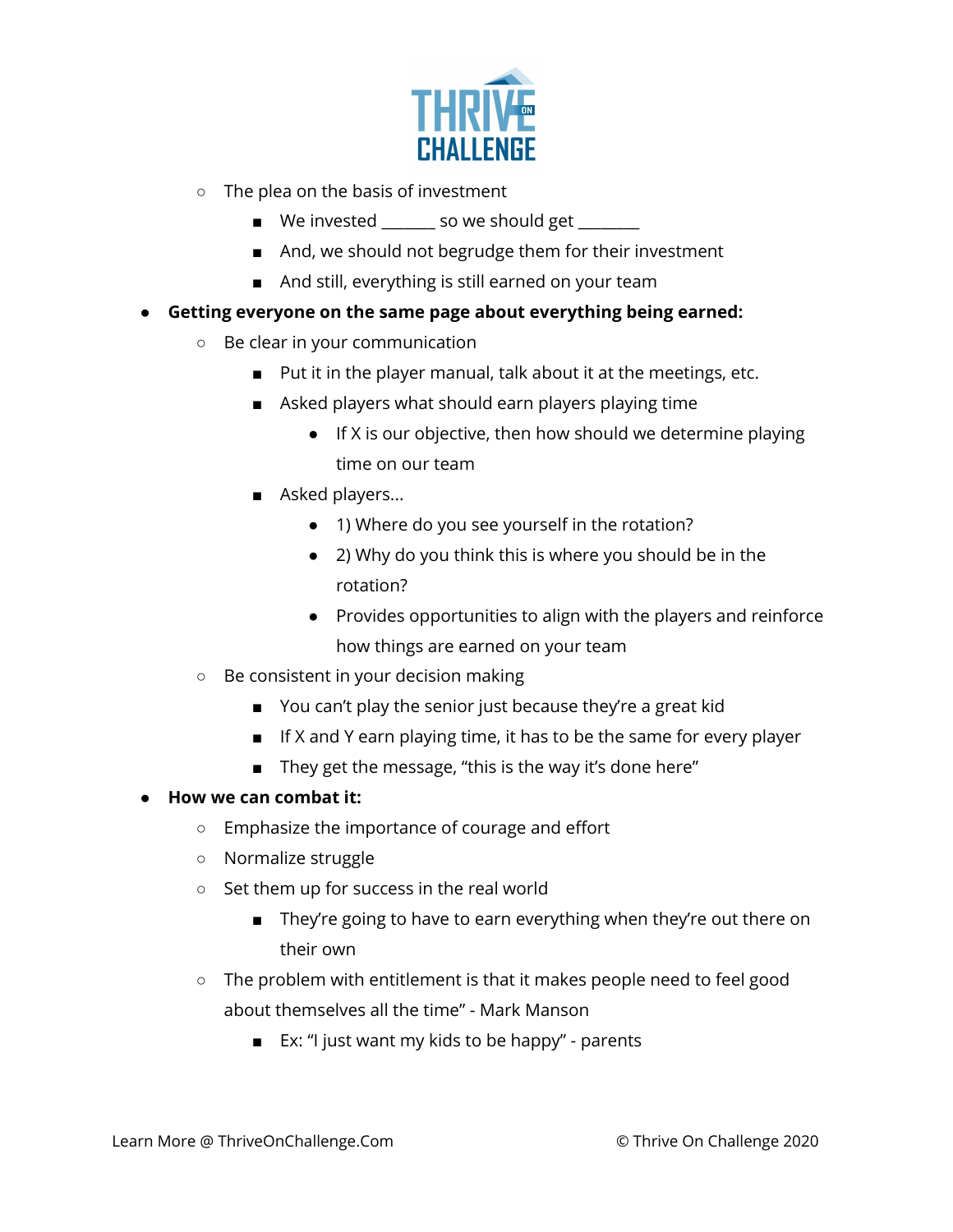- The plea on the basis of investment
  - We invested _______ so we should get ________
  - And, we should not begrudge them for their investment
  - And still, everything is still earned on your team
- **Getting everyone on the same page about everything being earned:**
  - Be clear in your communication
    - Put it in the player manual, talk about it at the meetings, etc.
    - Asked players what should earn players playing time
      - If X is our objective, then how should we determine playing time on our team
    - Asked players...
      - 1) Where do you see yourself in the rotation?
      - 2) Why do you think this is where you should be in the rotation?
      - Provides opportunities to align with the players and reinforce how things are earned on your team
  - Be consistent in your decision making
    - You can't play the senior just because they're a great kid
    - If X and Y earn playing time, it has to be the same for every player
    - They get the message, "this is the way it's done here"
- **How we can combat it:**
  - Emphasize the importance of courage and effort
  - Normalize struggle
  - Set them up for success in the real world
    - They're going to have to earn everything when they're out there on their own
  - The problem with entitlement is that it makes people need to feel good about themselves all the time" - Mark Manson
    - Ex: "I just want my kids to be happy" - parents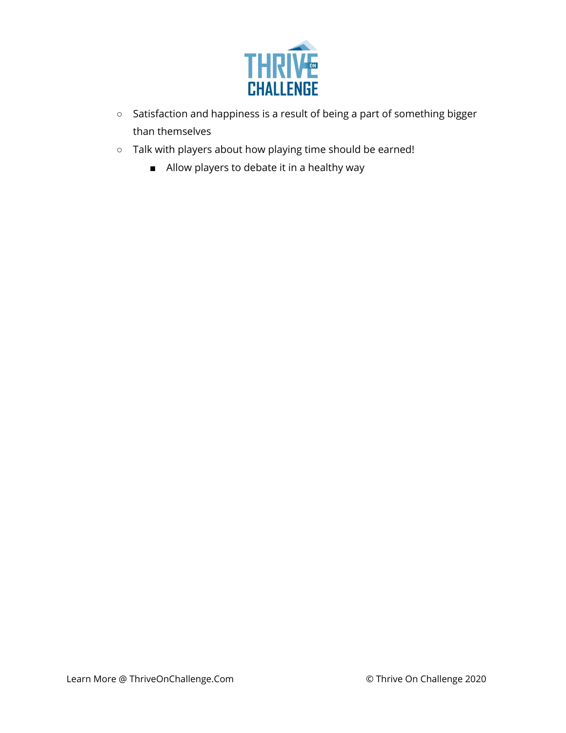- Satisfaction and happiness is a result of being a part of something bigger than themselves
- Talk with players about how playing time should be earned!
    - Allow players to debate it in a healthy way